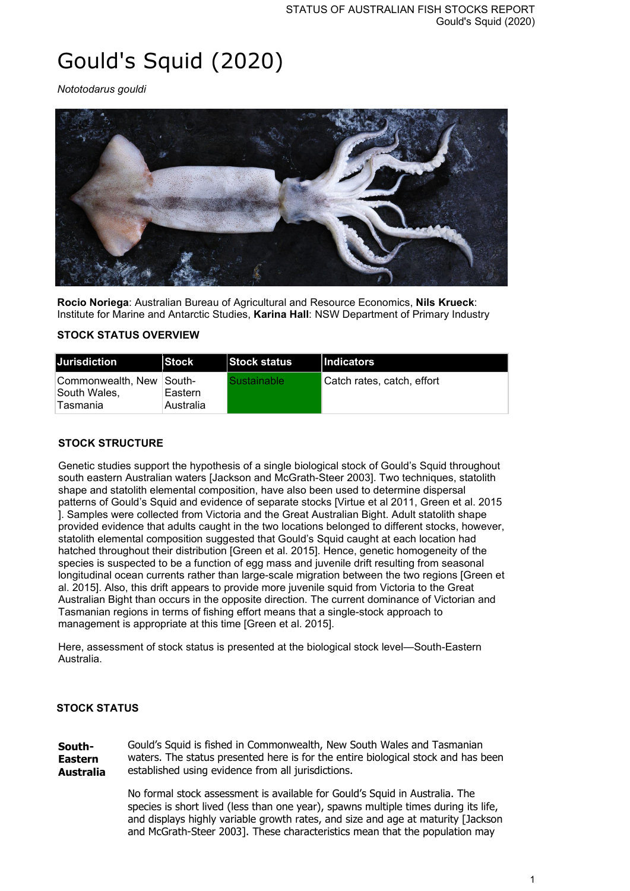# Gould's Squid (2020)

*Nototodarus gouldi*

**Rocio Noriega**: Australian Bureau of Agricultural and Resource Economics, **Nils Krueck**: Institute for Marine and Antarctic Studies, **Karina Hall**: NSW Department of Primary Industry

## STOCK STATUS OVERVIEW

| Jurisdiction | Stock | Stock status | Indicators |
| --- | --- | --- | --- |
| Commonwealth, New South Wales, Tasmania | South-Eastern Australia | Sustainable | Catch rates, catch, effort |

## STOCK STRUCTURE

Genetic studies support the hypothesis of a single biological stock of Gould's Squid throughout south eastern Australian waters [Jackson and McGrath-Steer 2003]. Two techniques, statolith shape and statolith elemental composition, have also been used to determine dispersal patterns of Gould's Squid and evidence of separate stocks [Virtue et al 2011, Green et al. 2015 ]. Samples were collected from Victoria and the Great Australian Bight. Adult statolith shape provided evidence that adults caught in the two locations belonged to different stocks, however, statolith elemental composition suggested that Gould's Squid caught at each location had hatched throughout their distribution [Green et al. 2015]. Hence, genetic homogeneity of the species is suspected to be a function of egg mass and juvenile drift resulting from seasonal longitudinal ocean currents rather than large-scale migration between the two regions [Green et al. 2015]. Also, this drift appears to provide more juvenile squid from Victoria to the Great Australian Bight than occurs in the opposite direction. The current dominance of Victorian and Tasmanian regions in terms of fishing effort means that a single-stock approach to management is appropriate at this time [Green et al. 2015].

Here, assessment of stock status is presented at the biological stock level—South-Eastern Australia.

## STOCK STATUS

**South-Eastern Australia**

Gould's Squid is fished in Commonwealth, New South Wales and Tasmanian waters. The status presented here is for the entire biological stock and has been established using evidence from all jurisdictions.

No formal stock assessment is available for Gould's Squid in Australia. The species is short lived (less than one year), spawns multiple times during its life, and displays highly variable growth rates, and size and age at maturity [Jackson and McGrath-Steer 2003]. These characteristics mean that the population may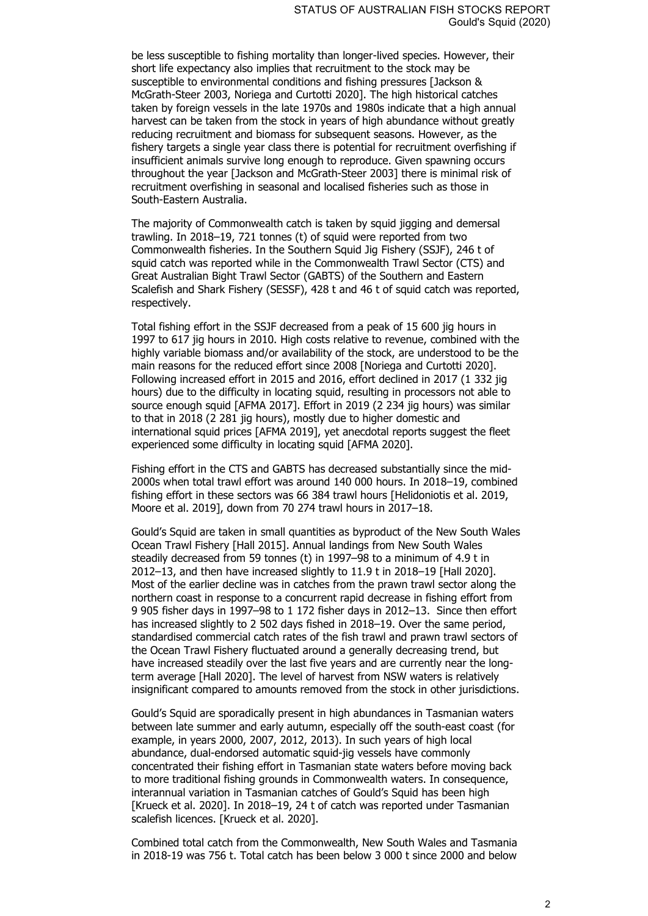be less susceptible to fishing mortality than longer-lived species. However, their short life expectancy also implies that recruitment to the stock may be susceptible to environmental conditions and fishing pressures [Jackson & McGrath-Steer 2003, Noriega and Curtotti 2020]. The high historical catches taken by foreign vessels in the late 1970s and 1980s indicate that a high annual harvest can be taken from the stock in years of high abundance without greatly reducing recruitment and biomass for subsequent seasons. However, as the fishery targets a single year class there is potential for recruitment overfishing if insufficient animals survive long enough to reproduce. Given spawning occurs throughout the year [Jackson and McGrath-Steer 2003] there is minimal risk of recruitment overfishing in seasonal and localised fisheries such as those in South-Eastern Australia.

The majority of Commonwealth catch is taken by squid jigging and demersal trawling. In 2018–19, 721 tonnes (t) of squid were reported from two Commonwealth fisheries. In the Southern Squid Jig Fishery (SSJF), 246 t of squid catch was reported while in the Commonwealth Trawl Sector (CTS) and Great Australian Bight Trawl Sector (GABTS) of the Southern and Eastern Scalefish and Shark Fishery (SESSF), 428 t and 46 t of squid catch was reported, respectively.

Total fishing effort in the SSJF decreased from a peak of 15 600 jig hours in 1997 to 617 jig hours in 2010. High costs relative to revenue, combined with the highly variable biomass and/or availability of the stock, are understood to be the main reasons for the reduced effort since 2008 [Noriega and Curtotti 2020]. Following increased effort in 2015 and 2016, effort declined in 2017 (1 332 jig hours) due to the difficulty in locating squid, resulting in processors not able to source enough squid [AFMA 2017]. Effort in 2019 (2 234 jig hours) was similar to that in 2018 (2 281 jig hours), mostly due to higher domestic and international squid prices [AFMA 2019], yet anecdotal reports suggest the fleet experienced some difficulty in locating squid [AFMA 2020].

Fishing effort in the CTS and GABTS has decreased substantially since the mid-2000s when total trawl effort was around 140 000 hours. In 2018–19, combined fishing effort in these sectors was 66 384 trawl hours [Helidoniotis et al. 2019, Moore et al. 2019], down from 70 274 trawl hours in 2017–18.

Gould's Squid are taken in small quantities as byproduct of the New South Wales Ocean Trawl Fishery [Hall 2015]. Annual landings from New South Wales steadily decreased from 59 tonnes (t) in 1997–98 to a minimum of 4.9 t in 2012–13, and then have increased slightly to 11.9 t in 2018–19 [Hall 2020]. Most of the earlier decline was in catches from the prawn trawl sector along the northern coast in response to a concurrent rapid decrease in fishing effort from 9 905 fisher days in 1997–98 to 1 172 fisher days in 2012–13. Since then effort has increased slightly to 2 502 days fished in 2018–19. Over the same period, standardised commercial catch rates of the fish trawl and prawn trawl sectors of the Ocean Trawl Fishery fluctuated around a generally decreasing trend, but have increased steadily over the last five years and are currently near the long-term average [Hall 2020]. The level of harvest from NSW waters is relatively insignificant compared to amounts removed from the stock in other jurisdictions.

Gould's Squid are sporadically present in high abundances in Tasmanian waters between late summer and early autumn, especially off the south-east coast (for example, in years 2000, 2007, 2012, 2013). In such years of high local abundance, dual-endorsed automatic squid-jig vessels have commonly concentrated their fishing effort in Tasmanian state waters before moving back to more traditional fishing grounds in Commonwealth waters. In consequence, interannual variation in Tasmanian catches of Gould's Squid has been high [Krueck et al. 2020]. In 2018–19, 24 t of catch was reported under Tasmanian scalefish licences. [Krueck et al. 2020].

Combined total catch from the Commonwealth, New South Wales and Tasmania in 2018-19 was 756 t. Total catch has been below 3 000 t since 2000 and below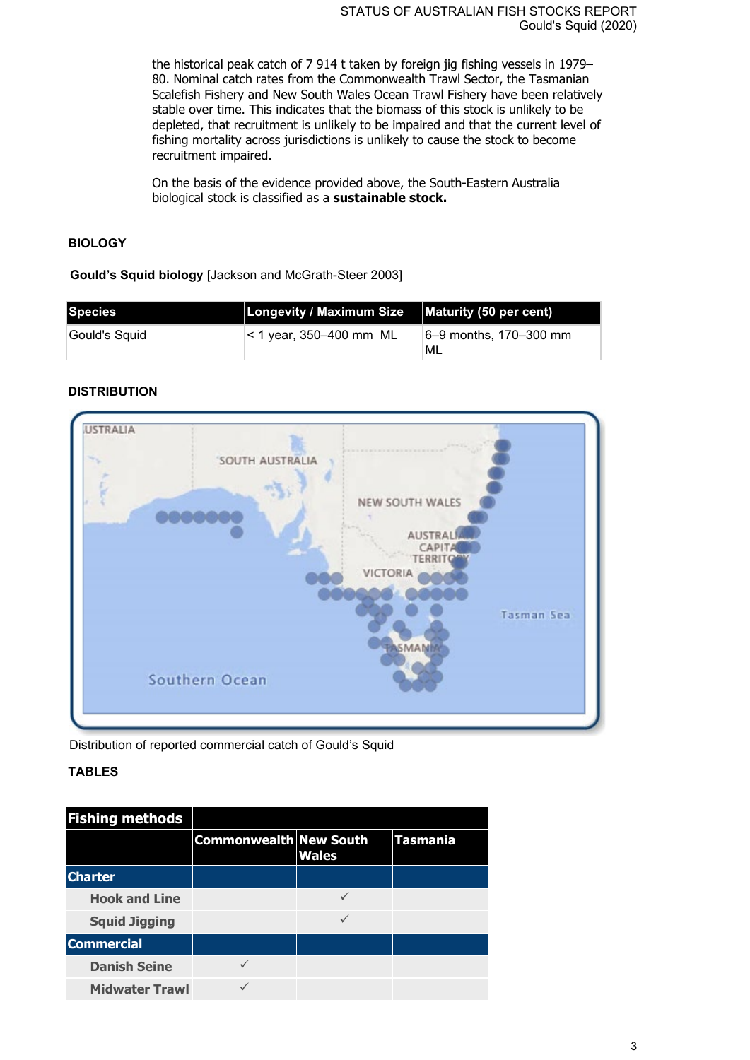the historical peak catch of 7 914 t taken by foreign jig fishing vessels in 1979–80. Nominal catch rates from the Commonwealth Trawl Sector, the Tasmanian Scalefish Fishery and New South Wales Ocean Trawl Fishery have been relatively stable over time. This indicates that the biomass of this stock is unlikely to be depleted, that recruitment is unlikely to be impaired and that the current level of fishing mortality across jurisdictions is unlikely to cause the stock to become recruitment impaired.

On the basis of the evidence provided above, the South-Eastern Australia biological stock is classified as a **sustainable stock.**

## BIOLOGY

**Gould's Squid biology** [Jackson and McGrath-Steer 2003]

| Species | Longevity / Maximum Size | Maturity (50 per cent) |
|---|---|---|
| Gould's Squid | < 1 year, 350–400 mm ML | 6–9 months, 170–300 mm ML |

## DISTRIBUTION

Distribution of reported commercial catch of Gould's Squid

## TABLES

| Fishing methods | Commonwealth | New South Wales | Tasmania |
|---|---|---|---|
| **Charter** | | | |
| Hook and Line | | ✓ | |
| Squid Jigging | | ✓ | |
| **Commercial** | | | |
| Danish Seine | ✓ | | |
| Midwater Trawl | ✓ | | |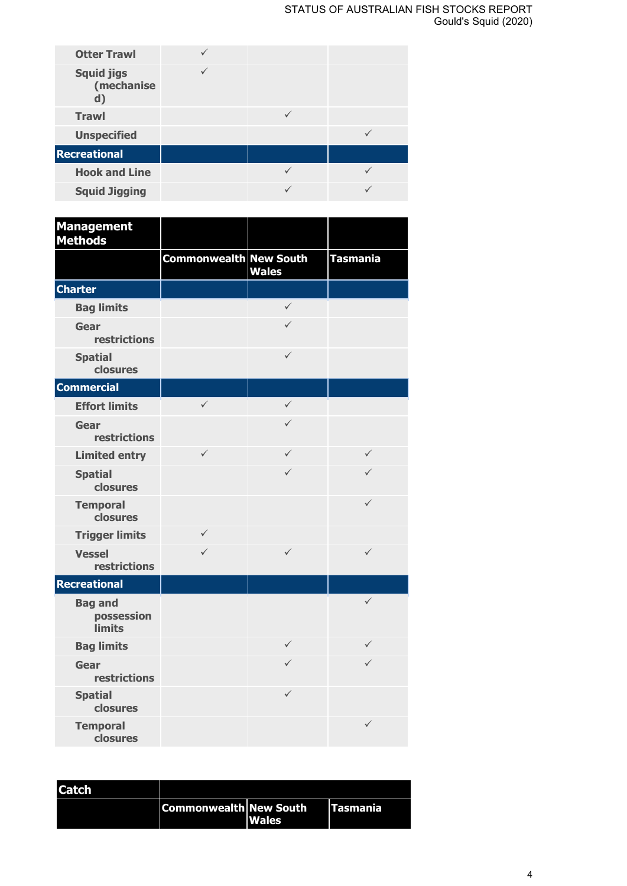| | | | |
|---|---|---|---|
| Otter Trawl | ✓ | | |
| Squid jigs (mechanised) | ✓ | | |
| Trawl | | ✓ | |
| Unspecified | | | ✓ |
| **Recreational** | | | |
| Hook and Line | | ✓ | ✓ |
| Squid Jigging | | ✓ | ✓ |

| Management Methods | | | |
|---|---|---|---|
| | Commonwealth | New South Wales | Tasmania |
| **Charter** | | | |
| Bag limits | | ✓ | |
| Gear restrictions | | ✓ | |
| Spatial closures | | ✓ | |
| **Commercial** | | | |
| Effort limits | ✓ | ✓ | |
| Gear restrictions | | ✓ | |
| Limited entry | ✓ | ✓ | ✓ |
| Spatial closures | | ✓ | ✓ |
| Temporal closures | | | ✓ |
| Trigger limits | ✓ | | |
| Vessel restrictions | ✓ | ✓ | ✓ |
| **Recreational** | | | |
| Bag and possession limits | | | ✓ |
| Bag limits | | ✓ | ✓ |
| Gear restrictions | | ✓ | ✓ |
| Spatial closures | | ✓ | |
| Temporal closures | | | ✓ |

| Catch | | | |
|---|---|---|---|
| | Commonwealth | New South Wales | Tasmania |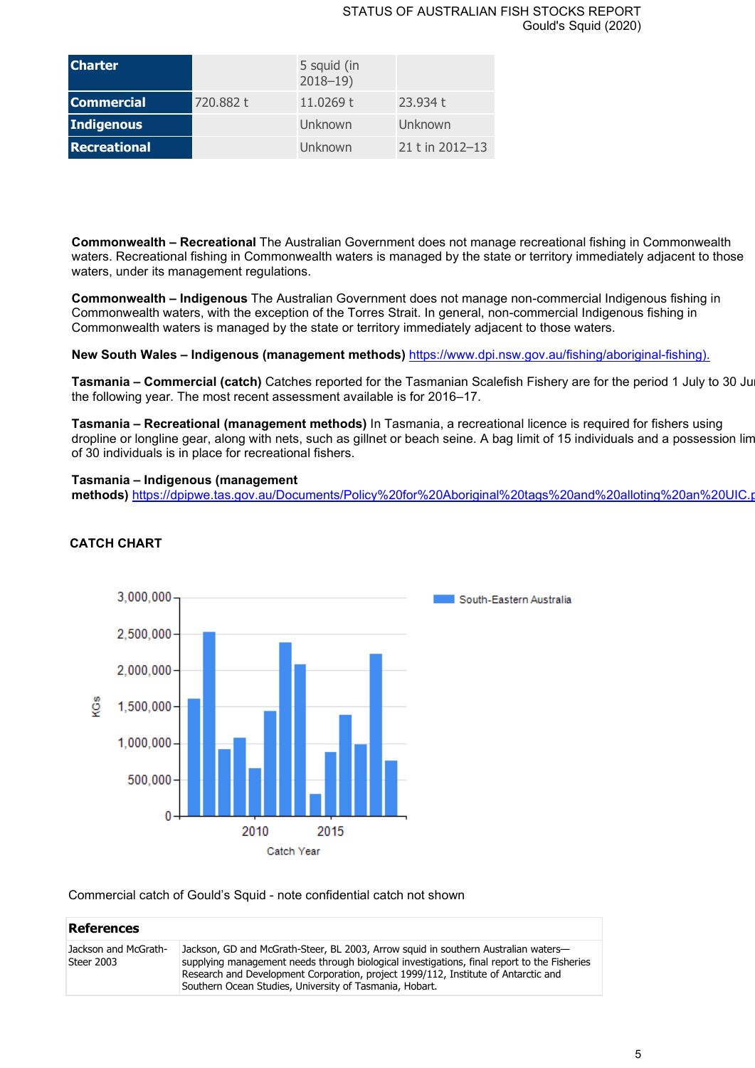| Charter | | 5 squid (in 2018–19) | |
|---|---|---|---|
| **Commercial** | 720.882 t | 11.0269 t | 23.934 t |
| **Indigenous** | | Unknown | Unknown |
| **Recreational** | | Unknown | 21 t in 2012–13 |

**Commonwealth – Recreational** The Australian Government does not manage recreational fishing in Commonwealth waters. Recreational fishing in Commonwealth waters is managed by the state or territory immediately adjacent to those waters, under its management regulations.

**Commonwealth – Indigenous** The Australian Government does not manage non-commercial Indigenous fishing in Commonwealth waters, with the exception of the Torres Strait. In general, non-commercial Indigenous fishing in Commonwealth waters is managed by the state or territory immediately adjacent to those waters.

**New South Wales – Indigenous (management methods)** https://www.dpi.nsw.gov.au/fishing/aboriginal-fishing).

**Tasmania – Commercial (catch)** Catches reported for the Tasmanian Scalefish Fishery are for the period 1 July to 30 Ju the following year. The most recent assessment available is for 2016–17.

**Tasmania – Recreational (management methods)** In Tasmania, a recreational licence is required for fishers using dropline or longline gear, along with nets, such as gillnet or beach seine. A bag limit of 15 individuals and a possession lim of 30 individuals is in place for recreational fishers.

**Tasmania – Indigenous (management methods)** https://dpipwe.tas.gov.au/Documents/Policy%20for%20Aboriginal%20tags%20and%20alloting%20an%20UIC.p

## CATCH CHART

Commercial catch of Gould's Squid - note confidential catch not shown

| References | |
|---|---|
| Jackson and McGrath-Steer 2003 | Jackson, GD and McGrath-Steer, BL 2003, Arrow squid in southern Australian waters—supplying management needs through biological investigations, final report to the Fisheries Research and Development Corporation, project 1999/112, Institute of Antarctic and Southern Ocean Studies, University of Tasmania, Hobart. |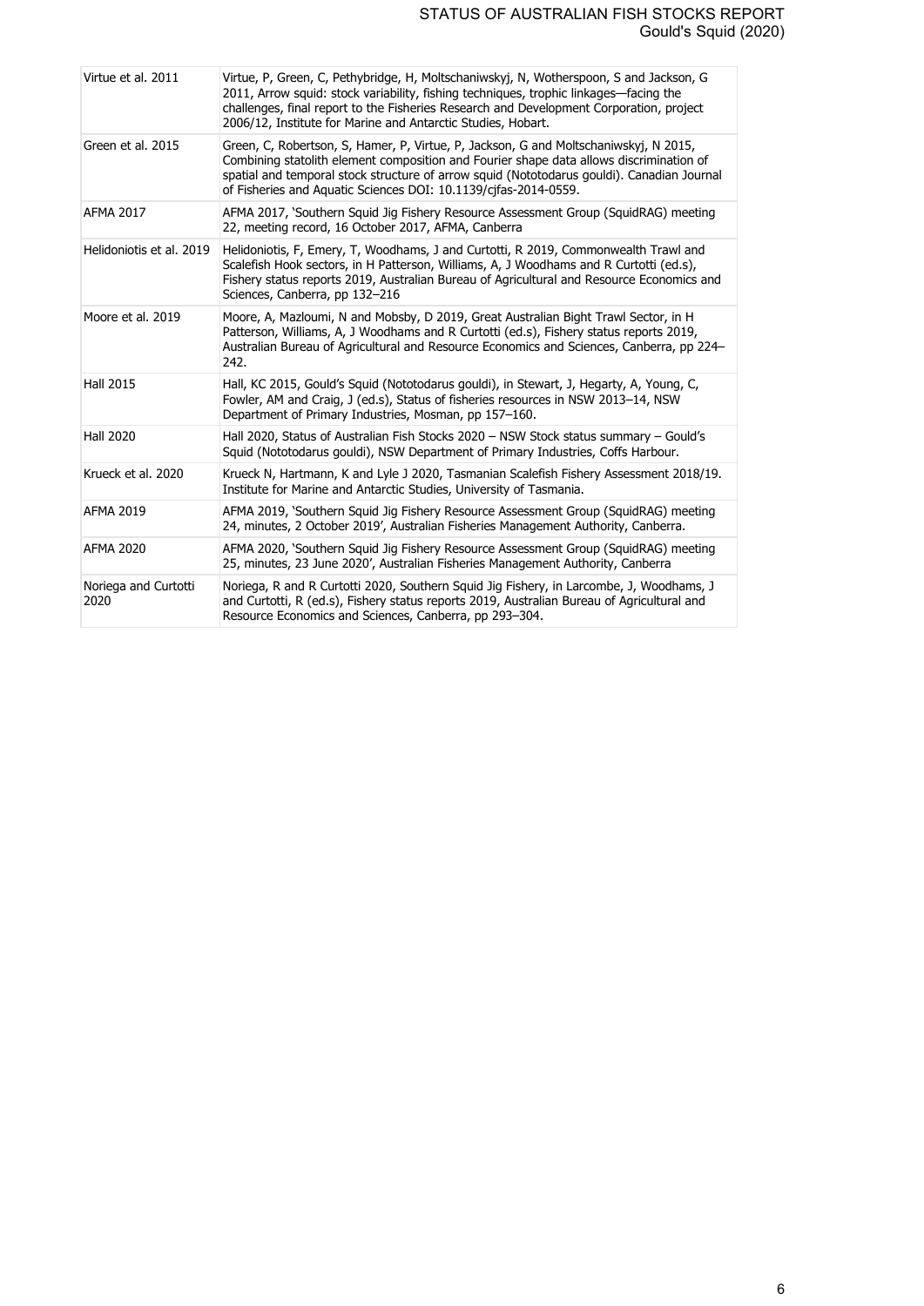| | |
|---|---|
| Virtue et al. 2011 | Virtue, P, Green, C, Pethybridge, H, Moltschaniwskyj, N, Wotherspoon, S and Jackson, G 2011, Arrow squid: stock variability, fishing techniques, trophic linkages—facing the challenges, final report to the Fisheries Research and Development Corporation, project 2006/12, Institute for Marine and Antarctic Studies, Hobart. |
| Green et al. 2015 | Green, C, Robertson, S, Hamer, P, Virtue, P, Jackson, G and Moltschaniwskyj, N 2015, Combining statolith element composition and Fourier shape data allows discrimination of spatial and temporal stock structure of arrow squid (Nototodarus gouldi). Canadian Journal of Fisheries and Aquatic Sciences DOI: 10.1139/cjfas-2014-0559. |
| AFMA 2017 | AFMA 2017, 'Southern Squid Jig Fishery Resource Assessment Group (SquidRAG) meeting 22, meeting record, 16 October 2017, AFMA, Canberra |
| Helidoniotis et al. 2019 | Helidoniotis, F, Emery, T, Woodhams, J and Curtotti, R 2019, Commonwealth Trawl and Scalefish Hook sectors, in H Patterson, Williams, A, J Woodhams and R Curtotti (ed.s), Fishery status reports 2019, Australian Bureau of Agricultural and Resource Economics and Sciences, Canberra, pp 132–216 |
| Moore et al. 2019 | Moore, A, Mazloumi, N and Mobsby, D 2019, Great Australian Bight Trawl Sector, in H Patterson, Williams, A, J Woodhams and R Curtotti (ed.s), Fishery status reports 2019, Australian Bureau of Agricultural and Resource Economics and Sciences, Canberra, pp 224–242. |
| Hall 2015 | Hall, KC 2015, Gould's Squid (Nototodarus gouldi), in Stewart, J, Hegarty, A, Young, C, Fowler, AM and Craig, J (ed.s), Status of fisheries resources in NSW 2013–14, NSW Department of Primary Industries, Mosman, pp 157–160. |
| Hall 2020 | Hall 2020, Status of Australian Fish Stocks 2020 – NSW Stock status summary – Gould's Squid (Nototodarus gouldi), NSW Department of Primary Industries, Coffs Harbour. |
| Krueck et al. 2020 | Krueck N, Hartmann, K and Lyle J 2020, Tasmanian Scalefish Fishery Assessment 2018/19. Institute for Marine and Antarctic Studies, University of Tasmania. |
| AFMA 2019 | AFMA 2019, 'Southern Squid Jig Fishery Resource Assessment Group (SquidRAG) meeting 24, minutes, 2 October 2019', Australian Fisheries Management Authority, Canberra. |
| AFMA 2020 | AFMA 2020, 'Southern Squid Jig Fishery Resource Assessment Group (SquidRAG) meeting 25, minutes, 23 June 2020', Australian Fisheries Management Authority, Canberra |
| Noriega and Curtotti 2020 | Noriega, R and R Curtotti 2020, Southern Squid Jig Fishery, in Larcombe, J, Woodhams, J and Curtotti, R (ed.s), Fishery status reports 2019, Australian Bureau of Agricultural and Resource Economics and Sciences, Canberra, pp 293–304. |